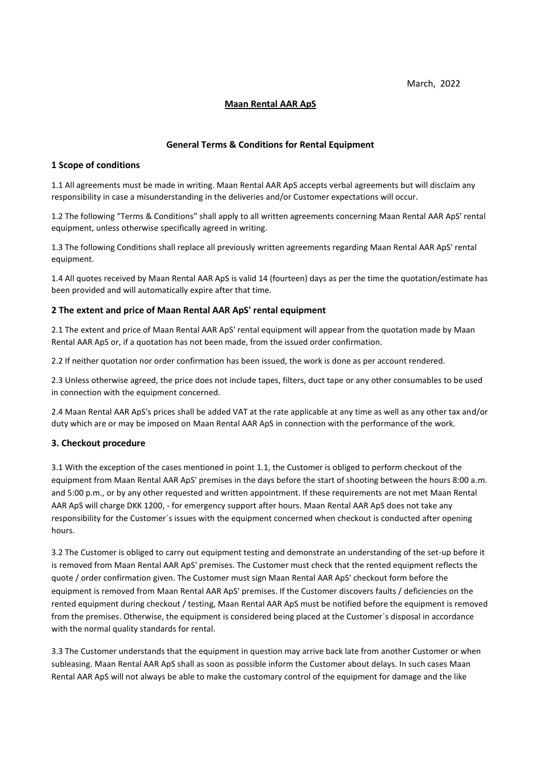March, 2022

# Maan Rental AAR ApS

## General Terms & Conditions for Rental Equipment

### 1 Scope of conditions

1.1 All agreements must be made in writing. Maan Rental AAR ApS accepts verbal agreements but will disclaim any responsibility in case a misunderstanding in the deliveries and/or Customer expectations will occur.

1.2 The following "Terms & Conditions" shall apply to all written agreements concerning Maan Rental AAR ApS' rental equipment, unless otherwise specifically agreed in writing.

1.3 The following Conditions shall replace all previously written agreements regarding Maan Rental AAR ApS' rental equipment.

1.4 All quotes received by Maan Rental AAR ApS is valid 14 (fourteen) days as per the time the quotation/estimate has been provided and will automatically expire after that time.

### 2 The extent and price of Maan Rental AAR ApS' rental equipment

2.1 The extent and price of Maan Rental AAR ApS' rental equipment will appear from the quotation made by Maan Rental AAR ApS or, if a quotation has not been made, from the issued order confirmation.

2.2 If neither quotation nor order confirmation has been issued, the work is done as per account rendered.

2.3 Unless otherwise agreed, the price does not include tapes, filters, duct tape or any other consumables to be used in connection with the equipment concerned.

2.4 Maan Rental AAR ApS's prices shall be added VAT at the rate applicable at any time as well as any other tax and/or duty which are or may be imposed on Maan Rental AAR ApS in connection with the performance of the work.

### 3. Checkout procedure

3.1 With the exception of the cases mentioned in point 1.1, the Customer is obliged to perform checkout of the equipment from Maan Rental AAR ApS' premises in the days before the start of shooting between the hours 8:00 a.m. and 5:00 p.m., or by any other requested and written appointment. If these requirements are not met Maan Rental AAR ApS will charge DKK 1200, - for emergency support after hours. Maan Rental AAR ApS does not take any responsibility for the Customer`s issues with the equipment concerned when checkout is conducted after opening hours.

3.2 The Customer is obliged to carry out equipment testing and demonstrate an understanding of the set-up before it is removed from Maan Rental AAR ApS' premises. The Customer must check that the rented equipment reflects the quote / order confirmation given. The Customer must sign Maan Rental AAR ApS' checkout form before the equipment is removed from Maan Rental AAR ApS' premises. If the Customer discovers faults / deficiencies on the rented equipment during checkout / testing, Maan Rental AAR ApS must be notified before the equipment is removed from the premises. Otherwise, the equipment is considered being placed at the Customer`s disposal in accordance with the normal quality standards for rental.

3.3 The Customer understands that the equipment in question may arrive back late from another Customer or when subleasing. Maan Rental AAR ApS shall as soon as possible inform the Customer about delays. In such cases Maan Rental AAR ApS will not always be able to make the customary control of the equipment for damage and the like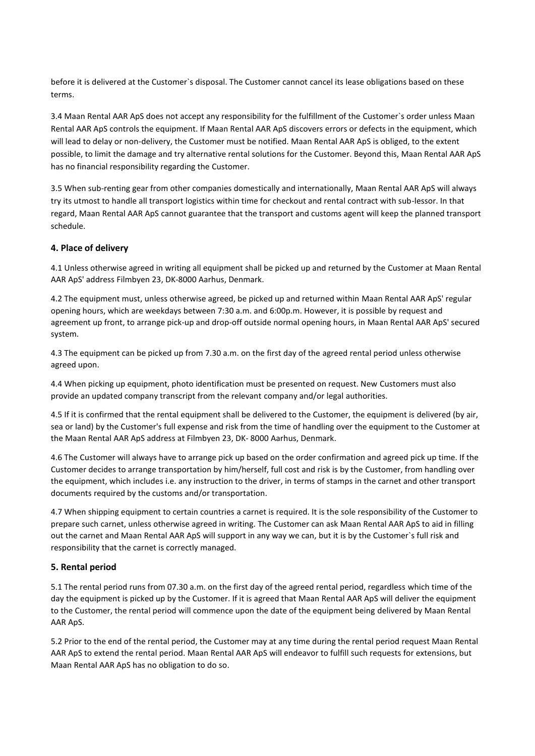before it is delivered at the Customer`s disposal. The Customer cannot cancel its lease obligations based on these terms.

3.4 Maan Rental AAR ApS does not accept any responsibility for the fulfillment of the Customer`s order unless Maan Rental AAR ApS controls the equipment. If Maan Rental AAR ApS discovers errors or defects in the equipment, which will lead to delay or non-delivery, the Customer must be notified. Maan Rental AAR ApS is obliged, to the extent possible, to limit the damage and try alternative rental solutions for the Customer. Beyond this, Maan Rental AAR ApS has no financial responsibility regarding the Customer.

3.5 When sub-renting gear from other companies domestically and internationally, Maan Rental AAR ApS will always try its utmost to handle all transport logistics within time for checkout and rental contract with sub-lessor. In that regard, Maan Rental AAR ApS cannot guarantee that the transport and customs agent will keep the planned transport schedule.

## 4. Place of delivery

4.1 Unless otherwise agreed in writing all equipment shall be picked up and returned by the Customer at Maan Rental AAR ApS' address Filmbyen 23, DK-8000 Aarhus, Denmark.

4.2 The equipment must, unless otherwise agreed, be picked up and returned within Maan Rental AAR ApS' regular opening hours, which are weekdays between 7:30 a.m. and 6:00p.m. However, it is possible by request and agreement up front, to arrange pick-up and drop-off outside normal opening hours, in Maan Rental AAR ApS' secured system.

4.3 The equipment can be picked up from 7.30 a.m. on the first day of the agreed rental period unless otherwise agreed upon.

4.4 When picking up equipment, photo identification must be presented on request. New Customers must also provide an updated company transcript from the relevant company and/or legal authorities.

4.5 If it is confirmed that the rental equipment shall be delivered to the Customer, the equipment is delivered (by air, sea or land) by the Customer's full expense and risk from the time of handling over the equipment to the Customer at the Maan Rental AAR ApS address at Filmbyen 23, DK- 8000 Aarhus, Denmark.

4.6 The Customer will always have to arrange pick up based on the order confirmation and agreed pick up time. If the Customer decides to arrange transportation by him/herself, full cost and risk is by the Customer, from handling over the equipment, which includes i.e. any instruction to the driver, in terms of stamps in the carnet and other transport documents required by the customs and/or transportation.

4.7 When shipping equipment to certain countries a carnet is required. It is the sole responsibility of the Customer to prepare such carnet, unless otherwise agreed in writing. The Customer can ask Maan Rental AAR ApS to aid in filling out the carnet and Maan Rental AAR ApS will support in any way we can, but it is by the Customer`s full risk and responsibility that the carnet is correctly managed.

## 5. Rental period

5.1 The rental period runs from 07.30 a.m. on the first day of the agreed rental period, regardless which time of the day the equipment is picked up by the Customer. If it is agreed that Maan Rental AAR ApS will deliver the equipment to the Customer, the rental period will commence upon the date of the equipment being delivered by Maan Rental AAR ApS.

5.2 Prior to the end of the rental period, the Customer may at any time during the rental period request Maan Rental AAR ApS to extend the rental period. Maan Rental AAR ApS will endeavor to fulfill such requests for extensions, but Maan Rental AAR ApS has no obligation to do so.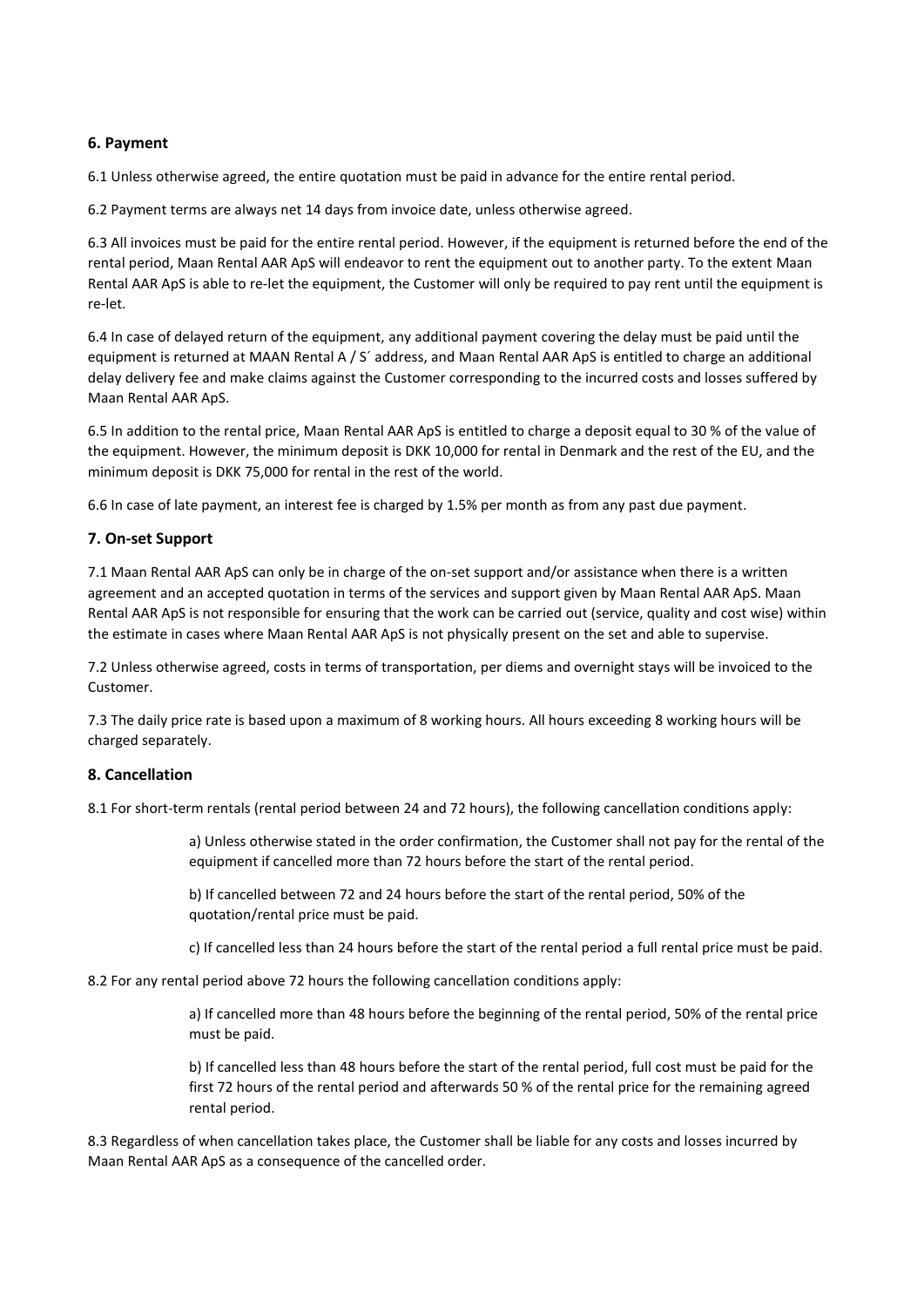### 6. Payment

6.1 Unless otherwise agreed, the entire quotation must be paid in advance for the entire rental period.

6.2 Payment terms are always net 14 days from invoice date, unless otherwise agreed.

6.3 All invoices must be paid for the entire rental period. However, if the equipment is returned before the end of the rental period, Maan Rental AAR ApS will endeavor to rent the equipment out to another party. To the extent Maan Rental AAR ApS is able to re-let the equipment, the Customer will only be required to pay rent until the equipment is re-let.

6.4 In case of delayed return of the equipment, any additional payment covering the delay must be paid until the equipment is returned at MAAN Rental A / S´ address, and Maan Rental AAR ApS is entitled to charge an additional delay delivery fee and make claims against the Customer corresponding to the incurred costs and losses suffered by Maan Rental AAR ApS.

6.5 In addition to the rental price, Maan Rental AAR ApS is entitled to charge a deposit equal to 30 % of the value of the equipment. However, the minimum deposit is DKK 10,000 for rental in Denmark and the rest of the EU, and the minimum deposit is DKK 75,000 for rental in the rest of the world.

6.6 In case of late payment, an interest fee is charged by 1.5% per month as from any past due payment.

### 7. On-set Support

7.1 Maan Rental AAR ApS can only be in charge of the on-set support and/or assistance when there is a written agreement and an accepted quotation in terms of the services and support given by Maan Rental AAR ApS. Maan Rental AAR ApS is not responsible for ensuring that the work can be carried out (service, quality and cost wise) within the estimate in cases where Maan Rental AAR ApS is not physically present on the set and able to supervise.

7.2 Unless otherwise agreed, costs in terms of transportation, per diems and overnight stays will be invoiced to the Customer.

7.3 The daily price rate is based upon a maximum of 8 working hours. All hours exceeding 8 working hours will be charged separately.

### 8. Cancellation

8.1 For short-term rentals (rental period between 24 and 72 hours), the following cancellation conditions apply:

> a) Unless otherwise stated in the order confirmation, the Customer shall not pay for the rental of the equipment if cancelled more than 72 hours before the start of the rental period.
>
> b) If cancelled between 72 and 24 hours before the start of the rental period, 50% of the quotation/rental price must be paid.
>
> c) If cancelled less than 24 hours before the start of the rental period a full rental price must be paid.

8.2 For any rental period above 72 hours the following cancellation conditions apply:

> a) If cancelled more than 48 hours before the beginning of the rental period, 50% of the rental price must be paid.
>
> b) If cancelled less than 48 hours before the start of the rental period, full cost must be paid for the first 72 hours of the rental period and afterwards 50 % of the rental price for the remaining agreed rental period.

8.3 Regardless of when cancellation takes place, the Customer shall be liable for any costs and losses incurred by Maan Rental AAR ApS as a consequence of the cancelled order.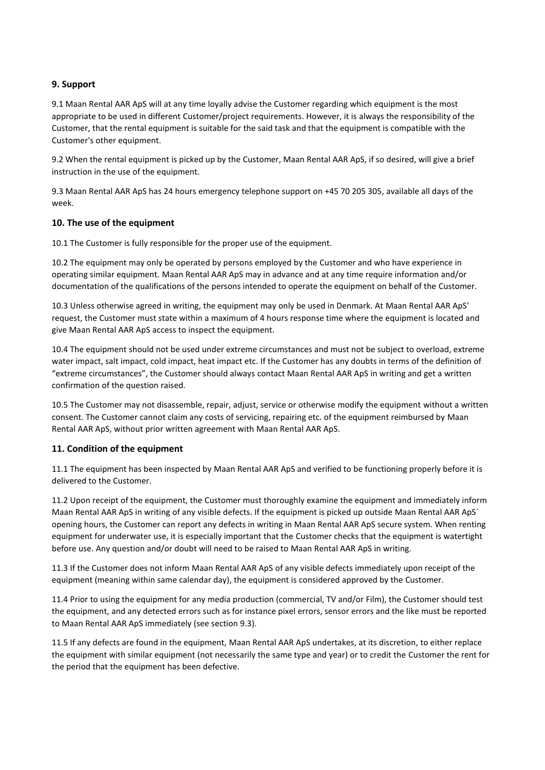### 9. Support

9.1 Maan Rental AAR ApS will at any time loyally advise the Customer regarding which equipment is the most appropriate to be used in different Customer/project requirements. However, it is always the responsibility of the Customer, that the rental equipment is suitable for the said task and that the equipment is compatible with the Customer's other equipment.

9.2 When the rental equipment is picked up by the Customer, Maan Rental AAR ApS, if so desired, will give a brief instruction in the use of the equipment.

9.3 Maan Rental AAR ApS has 24 hours emergency telephone support on +45 70 205 305, available all days of the week.

### 10. The use of the equipment

10.1 The Customer is fully responsible for the proper use of the equipment.

10.2 The equipment may only be operated by persons employed by the Customer and who have experience in operating similar equipment. Maan Rental AAR ApS may in advance and at any time require information and/or documentation of the qualifications of the persons intended to operate the equipment on behalf of the Customer.

10.3 Unless otherwise agreed in writing, the equipment may only be used in Denmark. At Maan Rental AAR ApS' request, the Customer must state within a maximum of 4 hours response time where the equipment is located and give Maan Rental AAR ApS access to inspect the equipment.

10.4 The equipment should not be used under extreme circumstances and must not be subject to overload, extreme water impact, salt impact, cold impact, heat impact etc. If the Customer has any doubts in terms of the definition of "extreme circumstances", the Customer should always contact Maan Rental AAR ApS in writing and get a written confirmation of the question raised.

10.5 The Customer may not disassemble, repair, adjust, service or otherwise modify the equipment without a written consent. The Customer cannot claim any costs of servicing, repairing etc. of the equipment reimbursed by Maan Rental AAR ApS, without prior written agreement with Maan Rental AAR ApS.

### 11. Condition of the equipment

11.1 The equipment has been inspected by Maan Rental AAR ApS and verified to be functioning properly before it is delivered to the Customer.

11.2 Upon receipt of the equipment, the Customer must thoroughly examine the equipment and immediately inform Maan Rental AAR ApS in writing of any visible defects. If the equipment is picked up outside Maan Rental AAR ApS´ opening hours, the Customer can report any defects in writing in Maan Rental AAR ApS secure system. When renting equipment for underwater use, it is especially important that the Customer checks that the equipment is watertight before use. Any question and/or doubt will need to be raised to Maan Rental AAR ApS in writing.

11.3 If the Customer does not inform Maan Rental AAR ApS of any visible defects immediately upon receipt of the equipment (meaning within same calendar day), the equipment is considered approved by the Customer.

11.4 Prior to using the equipment for any media production (commercial, TV and/or Film), the Customer should test the equipment, and any detected errors such as for instance pixel errors, sensor errors and the like must be reported to Maan Rental AAR ApS immediately (see section 9.3).

11.5 If any defects are found in the equipment, Maan Rental AAR ApS undertakes, at its discretion, to either replace the equipment with similar equipment (not necessarily the same type and year) or to credit the Customer the rent for the period that the equipment has been defective.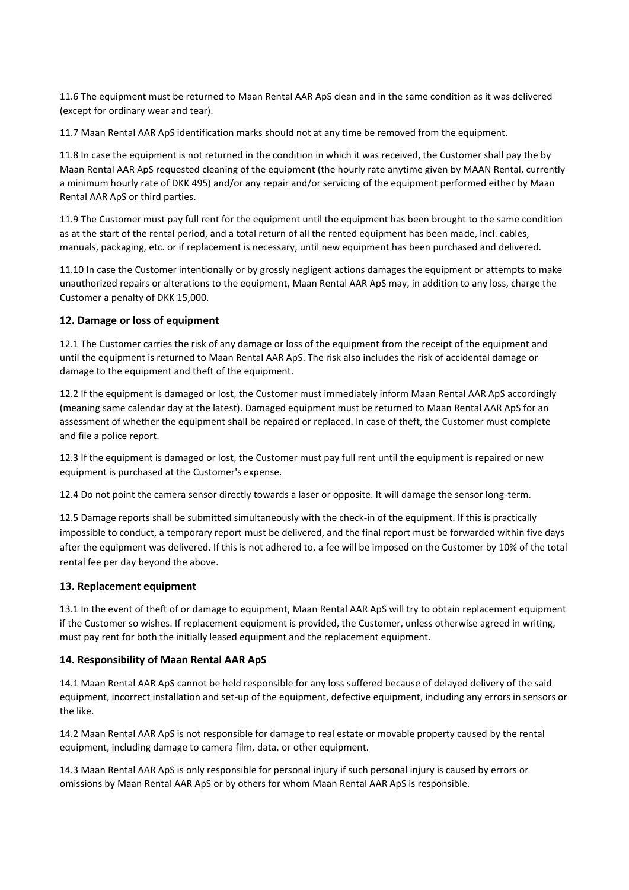11.6 The equipment must be returned to Maan Rental AAR ApS clean and in the same condition as it was delivered (except for ordinary wear and tear).

11.7 Maan Rental AAR ApS identification marks should not at any time be removed from the equipment.

11.8 In case the equipment is not returned in the condition in which it was received, the Customer shall pay the by Maan Rental AAR ApS requested cleaning of the equipment (the hourly rate anytime given by MAAN Rental, currently a minimum hourly rate of DKK 495) and/or any repair and/or servicing of the equipment performed either by Maan Rental AAR ApS or third parties.

11.9 The Customer must pay full rent for the equipment until the equipment has been brought to the same condition as at the start of the rental period, and a total return of all the rented equipment has been made, incl. cables, manuals, packaging, etc. or if replacement is necessary, until new equipment has been purchased and delivered.

11.10 In case the Customer intentionally or by grossly negligent actions damages the equipment or attempts to make unauthorized repairs or alterations to the equipment, Maan Rental AAR ApS may, in addition to any loss, charge the Customer a penalty of DKK 15,000.

### 12. Damage or loss of equipment

12.1 The Customer carries the risk of any damage or loss of the equipment from the receipt of the equipment and until the equipment is returned to Maan Rental AAR ApS. The risk also includes the risk of accidental damage or damage to the equipment and theft of the equipment.

12.2 If the equipment is damaged or lost, the Customer must immediately inform Maan Rental AAR ApS accordingly (meaning same calendar day at the latest). Damaged equipment must be returned to Maan Rental AAR ApS for an assessment of whether the equipment shall be repaired or replaced. In case of theft, the Customer must complete and file a police report.

12.3 If the equipment is damaged or lost, the Customer must pay full rent until the equipment is repaired or new equipment is purchased at the Customer's expense.

12.4 Do not point the camera sensor directly towards a laser or opposite. It will damage the sensor long-term.

12.5 Damage reports shall be submitted simultaneously with the check-in of the equipment. If this is practically impossible to conduct, a temporary report must be delivered, and the final report must be forwarded within five days after the equipment was delivered. If this is not adhered to, a fee will be imposed on the Customer by 10% of the total rental fee per day beyond the above.

### 13. Replacement equipment

13.1 In the event of theft of or damage to equipment, Maan Rental AAR ApS will try to obtain replacement equipment if the Customer so wishes. If replacement equipment is provided, the Customer, unless otherwise agreed in writing, must pay rent for both the initially leased equipment and the replacement equipment.

### 14. Responsibility of Maan Rental AAR ApS

14.1 Maan Rental AAR ApS cannot be held responsible for any loss suffered because of delayed delivery of the said equipment, incorrect installation and set-up of the equipment, defective equipment, including any errors in sensors or the like.

14.2 Maan Rental AAR ApS is not responsible for damage to real estate or movable property caused by the rental equipment, including damage to camera film, data, or other equipment.

14.3 Maan Rental AAR ApS is only responsible for personal injury if such personal injury is caused by errors or omissions by Maan Rental AAR ApS or by others for whom Maan Rental AAR ApS is responsible.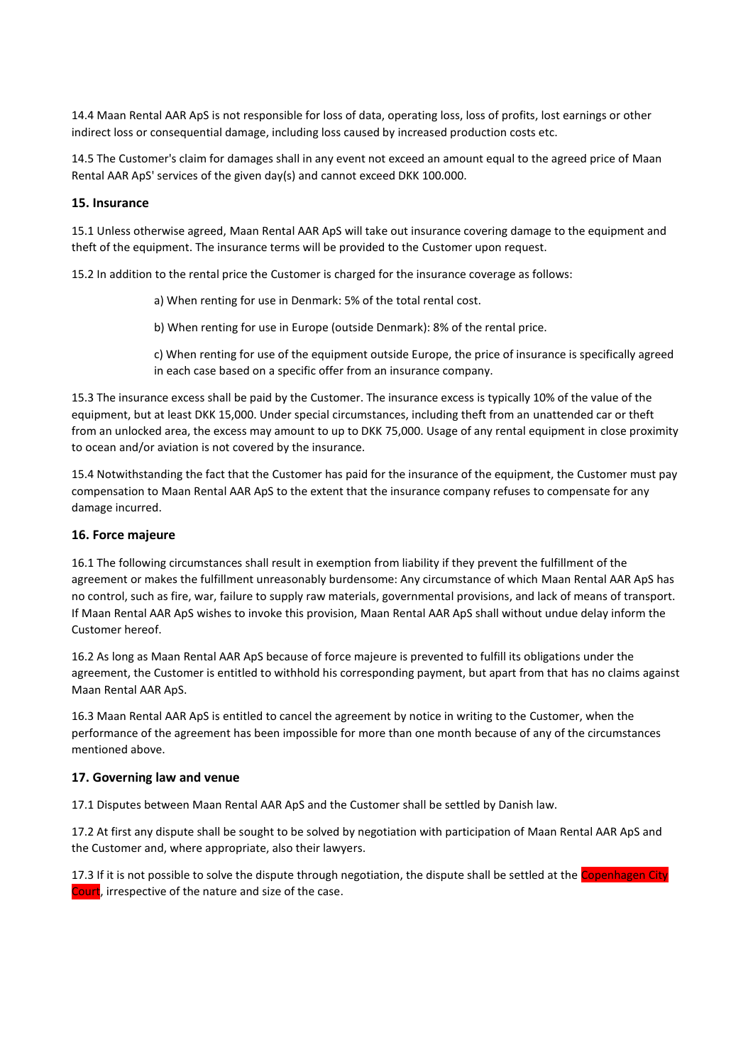14.4 Maan Rental AAR ApS is not responsible for loss of data, operating loss, loss of profits, lost earnings or other indirect loss or consequential damage, including loss caused by increased production costs etc.

14.5 The Customer's claim for damages shall in any event not exceed an amount equal to the agreed price of Maan Rental AAR ApS' services of the given day(s) and cannot exceed DKK 100.000.

### 15. Insurance

15.1 Unless otherwise agreed, Maan Rental AAR ApS will take out insurance covering damage to the equipment and theft of the equipment. The insurance terms will be provided to the Customer upon request.

15.2 In addition to the rental price the Customer is charged for the insurance coverage as follows:

a) When renting for use in Denmark: 5% of the total rental cost.

b) When renting for use in Europe (outside Denmark): 8% of the rental price.

c) When renting for use of the equipment outside Europe, the price of insurance is specifically agreed in each case based on a specific offer from an insurance company.

15.3 The insurance excess shall be paid by the Customer. The insurance excess is typically 10% of the value of the equipment, but at least DKK 15,000. Under special circumstances, including theft from an unattended car or theft from an unlocked area, the excess may amount to up to DKK 75,000. Usage of any rental equipment in close proximity to ocean and/or aviation is not covered by the insurance.

15.4 Notwithstanding the fact that the Customer has paid for the insurance of the equipment, the Customer must pay compensation to Maan Rental AAR ApS to the extent that the insurance company refuses to compensate for any damage incurred.

### 16. Force majeure

16.1 The following circumstances shall result in exemption from liability if they prevent the fulfillment of the agreement or makes the fulfillment unreasonably burdensome: Any circumstance of which Maan Rental AAR ApS has no control, such as fire, war, failure to supply raw materials, governmental provisions, and lack of means of transport. If Maan Rental AAR ApS wishes to invoke this provision, Maan Rental AAR ApS shall without undue delay inform the Customer hereof.

16.2 As long as Maan Rental AAR ApS because of force majeure is prevented to fulfill its obligations under the agreement, the Customer is entitled to withhold his corresponding payment, but apart from that has no claims against Maan Rental AAR ApS.

16.3 Maan Rental AAR ApS is entitled to cancel the agreement by notice in writing to the Customer, when the performance of the agreement has been impossible for more than one month because of any of the circumstances mentioned above.

### 17. Governing law and venue

17.1 Disputes between Maan Rental AAR ApS and the Customer shall be settled by Danish law.

17.2 At first any dispute shall be sought to be solved by negotiation with participation of Maan Rental AAR ApS and the Customer and, where appropriate, also their lawyers.

17.3 If it is not possible to solve the dispute through negotiation, the dispute shall be settled at the Copenhagen City Court, irrespective of the nature and size of the case.